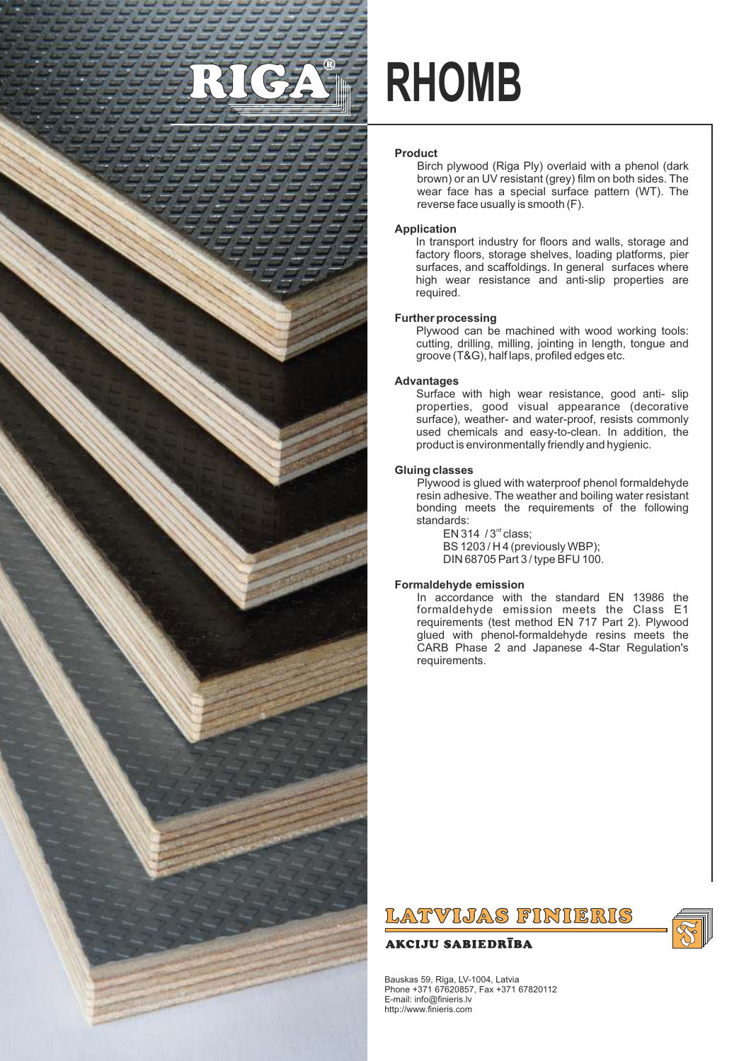# RIGA® RHOMB

**Product**

Birch plywood (Riga Ply) overlaid with a phenol (dark brown) or an UV resistant (grey) film on both sides. The wear face has a special surface pattern (WT). The reverse face usually is smooth (F).

**Application**

In transport industry for floors and walls, storage and factory floors, storage shelves, loading platforms, pier surfaces, and scaffoldings. In general surfaces where high wear resistance and anti-slip properties are required.

**Further processing**

Plywood can be machined with wood working tools: cutting, drilling, milling, jointing in length, tongue and groove (T&G), half laps, profiled edges etc.

**Advantages**

Surface with high wear resistance, good anti- slip properties, good visual appearance (decorative surface), weather- and water-proof, resists commonly used chemicals and easy-to-clean. In addition, the product is environmentally friendly and hygienic.

**Gluing classes**

Plywood is glued with waterproof phenol formaldehyde resin adhesive. The weather and boiling water resistant bonding meets the requirements of the following standards:

EN 314 / 3rd class;
BS 1203 / H 4 (previously WBP);
DIN 68705 Part 3 / type BFU 100.

**Formaldehyde emission**

In accordance with the standard EN 13986 the formaldehyde emission meets the Class E1 requirements (test method EN 717 Part 2). Plywood glued with phenol-formaldehyde resins meets the CARB Phase 2 and Japanese 4-Star Regulation's requirements.

**LATVIJAS FINIERIS**

**AKCIJU SABIEDRĪBA**

Bauskas 59, Riga, LV-1004, Latvia
Phone +371 67620857, Fax +371 67820112
E-mail: info@finieris.lv
http://www.finieris.com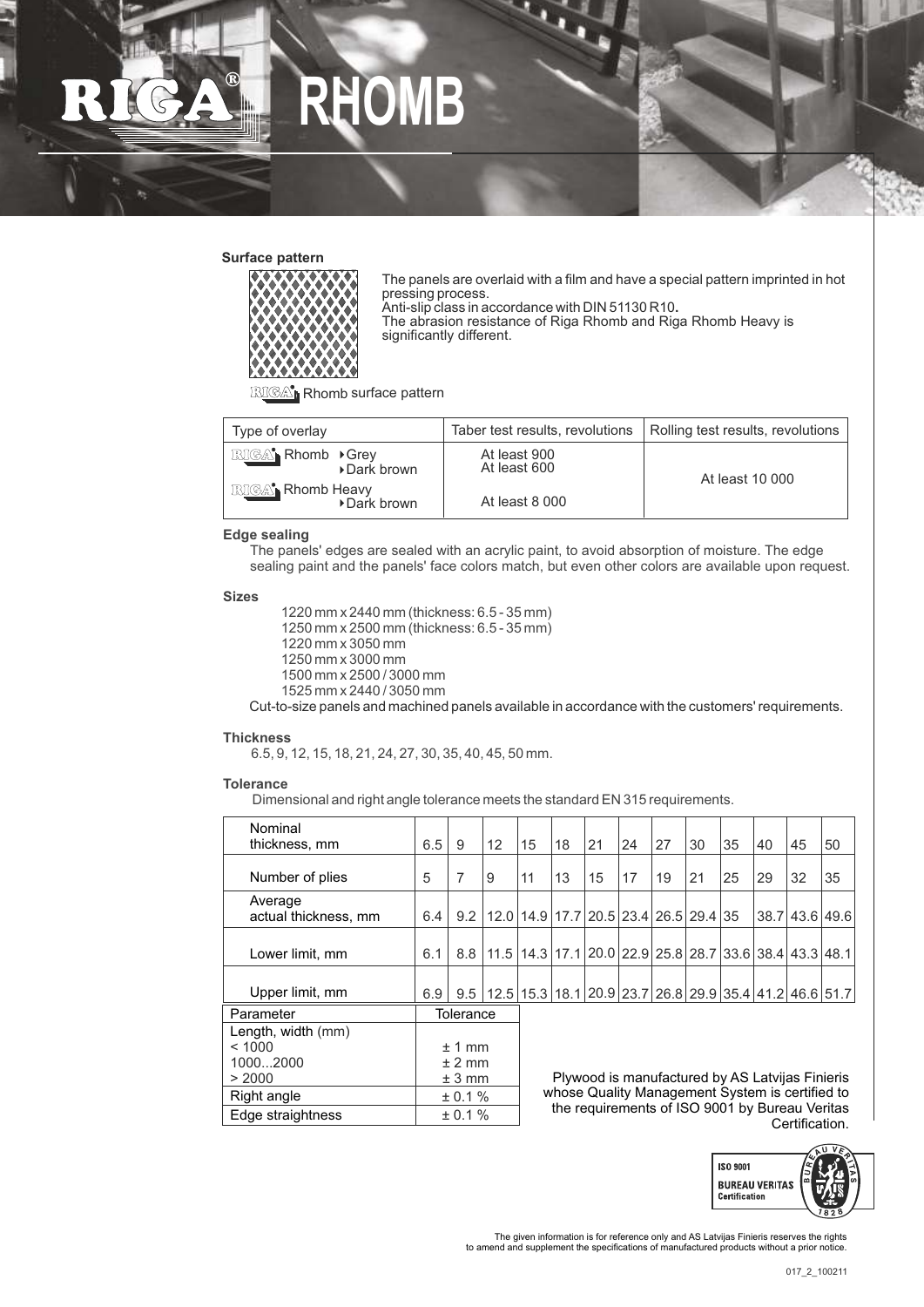# RIGA® RHOMB

**Surface pattern**

The panels are overlaid with a film and have a special pattern imprinted in hot pressing process.
Anti-slip class in accordance with DIN 51130 R10.
The abrasion resistance of Riga Rhomb and Riga Rhomb Heavy is significantly different.

RIGA® Rhomb surface pattern

| Type of overlay | Taber test results, revolutions | Rolling test results, revolutions |
|---|---|---|
| RIGA® Rhomb ▸Grey | At least 900 | At least 10 000 |
| ▸Dark brown | At least 600 | |
| RIGA® Rhomb Heavy ▸Dark brown | At least 8 000 | |

**Edge sealing**

The panels' edges are sealed with an acrylic paint, to avoid absorption of moisture. The edge sealing paint and the panels' face colors match, but even other colors are available upon request.

**Sizes**

1220 mm x 2440 mm (thickness: 6.5 - 35 mm)
1250 mm x 2500 mm (thickness: 6.5 - 35 mm)
1220 mm x 3050 mm
1250 mm x 3000 mm
1500 mm x 2500 / 3000 mm
1525 mm x 2440 / 3050 mm

Cut-to-size panels and machined panels available in accordance with the customers' requirements.

**Thickness**

6.5, 9, 12, 15, 18, 21, 24, 27, 30, 35, 40, 45, 50 mm.

**Tolerance**

Dimensional and right angle tolerance meets the standard EN 315 requirements.

| Nominal thickness, mm | 6.5 | 9 | 12 | 15 | 18 | 21 | 24 | 27 | 30 | 35 | 40 | 45 | 50 |
|---|---|---|---|---|---|---|---|---|---|---|---|---|---|
| Number of plies | 5 | 7 | 9 | 11 | 13 | 15 | 17 | 19 | 21 | 25 | 29 | 32 | 35 |
| Average actual thickness, mm | 6.4 | 9.2 | 12.0 | 14.9 | 17.7 | 20.5 | 23.4 | 26.5 | 29.4 | 35 | 38.7 | 43.6 | 49.6 |
| Lower limit, mm | 6.1 | 8.8 | 11.5 | 14.3 | 17.1 | 20.0 | 22.9 | 25.8 | 28.7 | 33.6 | 38.4 | 43.3 | 48.1 |
| Upper limit, mm | 6.9 | 9.5 | 12.5 | 15.3 | 18.1 | 20.9 | 23.7 | 26.8 | 29.9 | 35.4 | 41.2 | 46.6 | 51.7 |

| Parameter | Tolerance |
|---|---|
| Length, width (mm) | |
| < 1000 | ± 1 mm |
| 1000...2000 | ± 2 mm |
| > 2000 | ± 3 mm |
| Right angle | ± 0.1 % |
| Edge straightness | ± 0.1 % |

Plywood is manufactured by AS Latvijas Finieris whose Quality Management System is certified to the requirements of ISO 9001 by Bureau Veritas Certification.

ISO 9001
BUREAU VERITAS
Certification

The given information is for reference only and AS Latvijas Finieris reserves the rights to amend and supplement the specifications of manufactured products without a prior notice.

017_2_100211